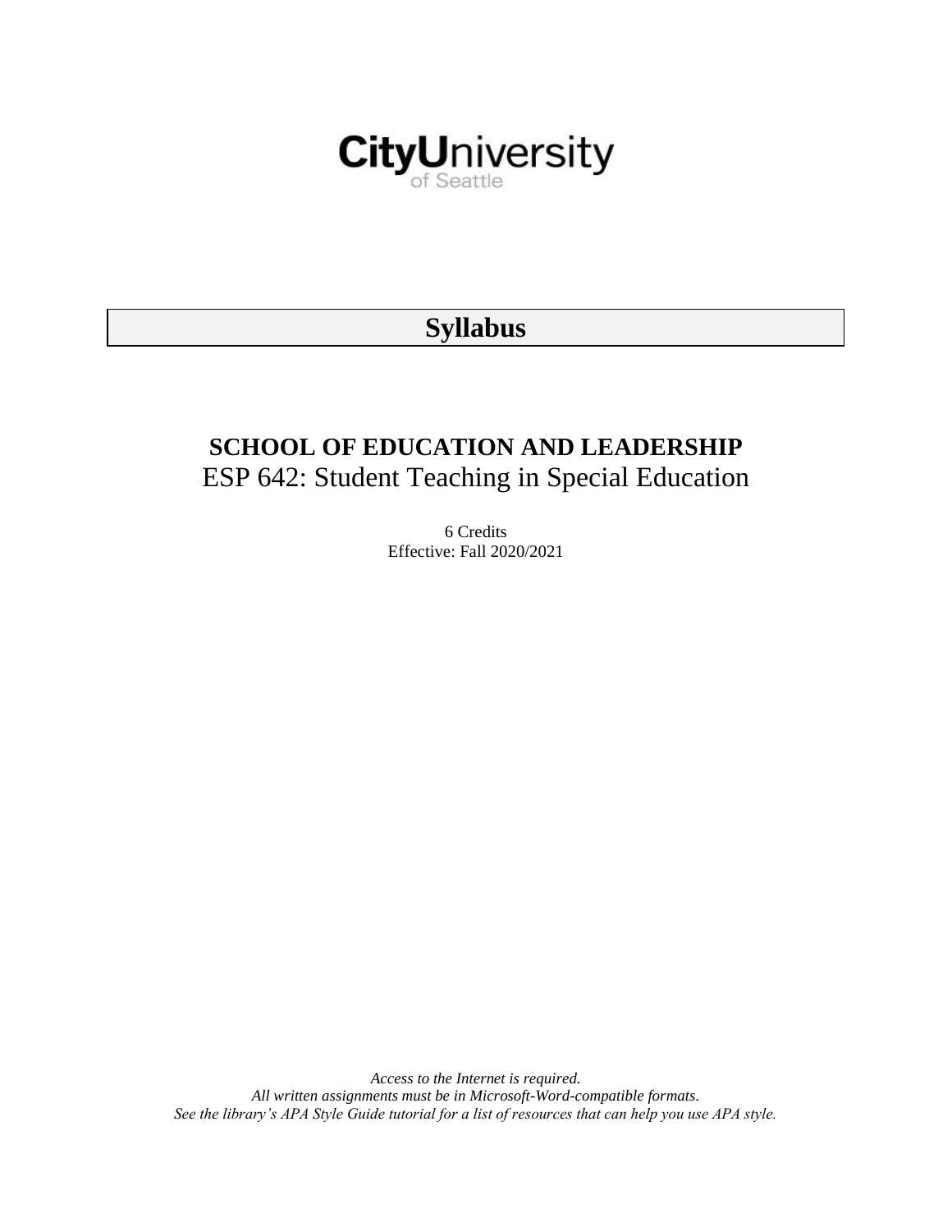CityUniversity of Seattle

# Syllabus

## SCHOOL OF EDUCATION AND LEADERSHIP

ESP 642: Student Teaching in Special Education

6 Credits
Effective: Fall 2020/2021

*Access to the Internet is required.*
*All written assignments must be in Microsoft-Word-compatible formats.*
*See the library's APA Style Guide tutorial for a list of resources that can help you use APA style.*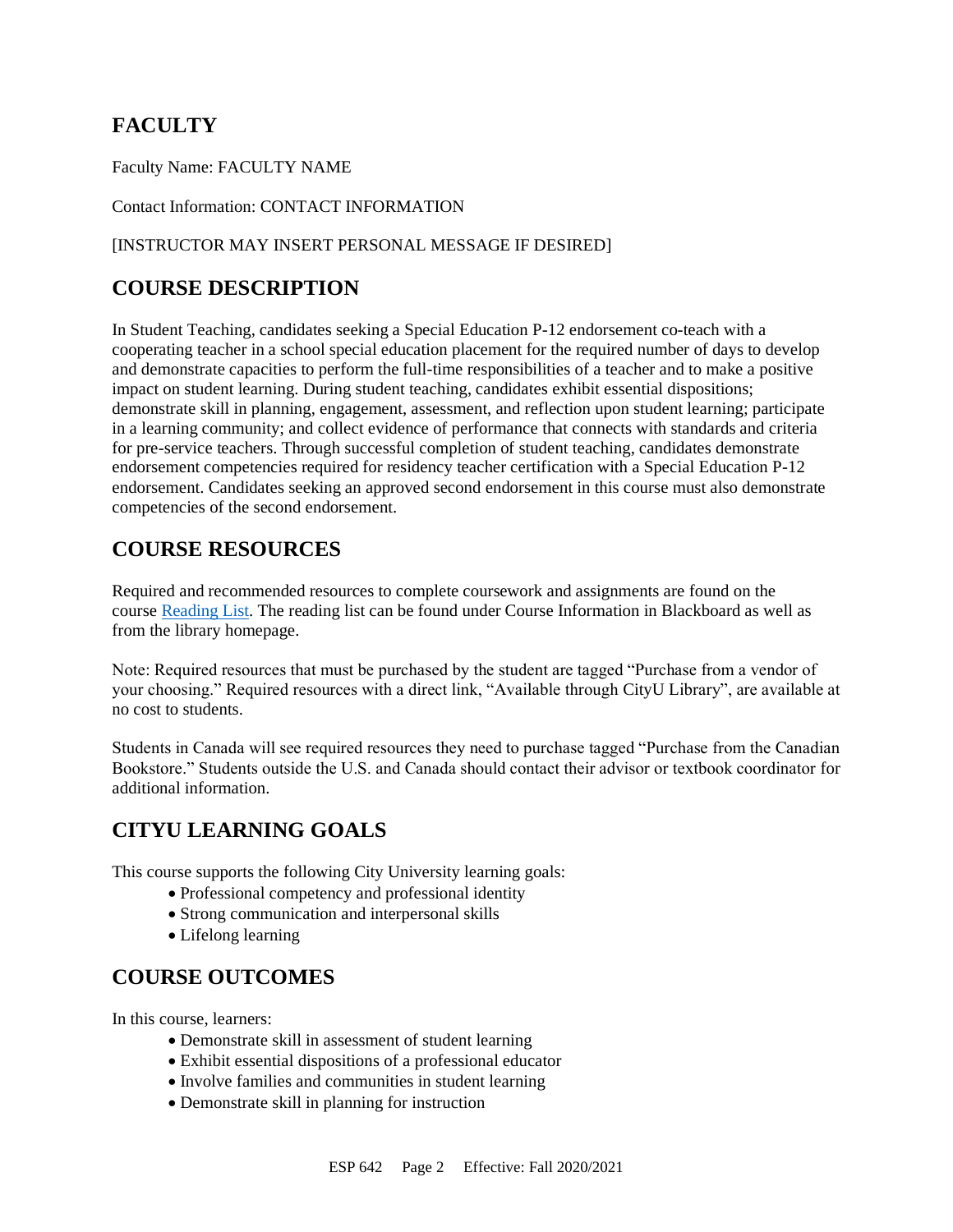## FACULTY

Faculty Name: FACULTY NAME

Contact Information: CONTACT INFORMATION

[INSTRUCTOR MAY INSERT PERSONAL MESSAGE IF DESIRED]

## COURSE DESCRIPTION

In Student Teaching, candidates seeking a Special Education P-12 endorsement co-teach with a cooperating teacher in a school special education placement for the required number of days to develop and demonstrate capacities to perform the full-time responsibilities of a teacher and to make a positive impact on student learning. During student teaching, candidates exhibit essential dispositions; demonstrate skill in planning, engagement, assessment, and reflection upon student learning; participate in a learning community; and collect evidence of performance that connects with standards and criteria for pre-service teachers. Through successful completion of student teaching, candidates demonstrate endorsement competencies required for residency teacher certification with a Special Education P-12 endorsement. Candidates seeking an approved second endorsement in this course must also demonstrate competencies of the second endorsement.

## COURSE RESOURCES

Required and recommended resources to complete coursework and assignments are found on the course Reading List. The reading list can be found under Course Information in Blackboard as well as from the library homepage.

Note: Required resources that must be purchased by the student are tagged "Purchase from a vendor of your choosing." Required resources with a direct link, "Available through CityU Library", are available at no cost to students.

Students in Canada will see required resources they need to purchase tagged "Purchase from the Canadian Bookstore." Students outside the U.S. and Canada should contact their advisor or textbook coordinator for additional information.

## CITYU LEARNING GOALS

This course supports the following City University learning goals:

- Professional competency and professional identity
- Strong communication and interpersonal skills
- Lifelong learning

## COURSE OUTCOMES

In this course, learners:

- Demonstrate skill in assessment of student learning
- Exhibit essential dispositions of a professional educator
- Involve families and communities in student learning
- Demonstrate skill in planning for instruction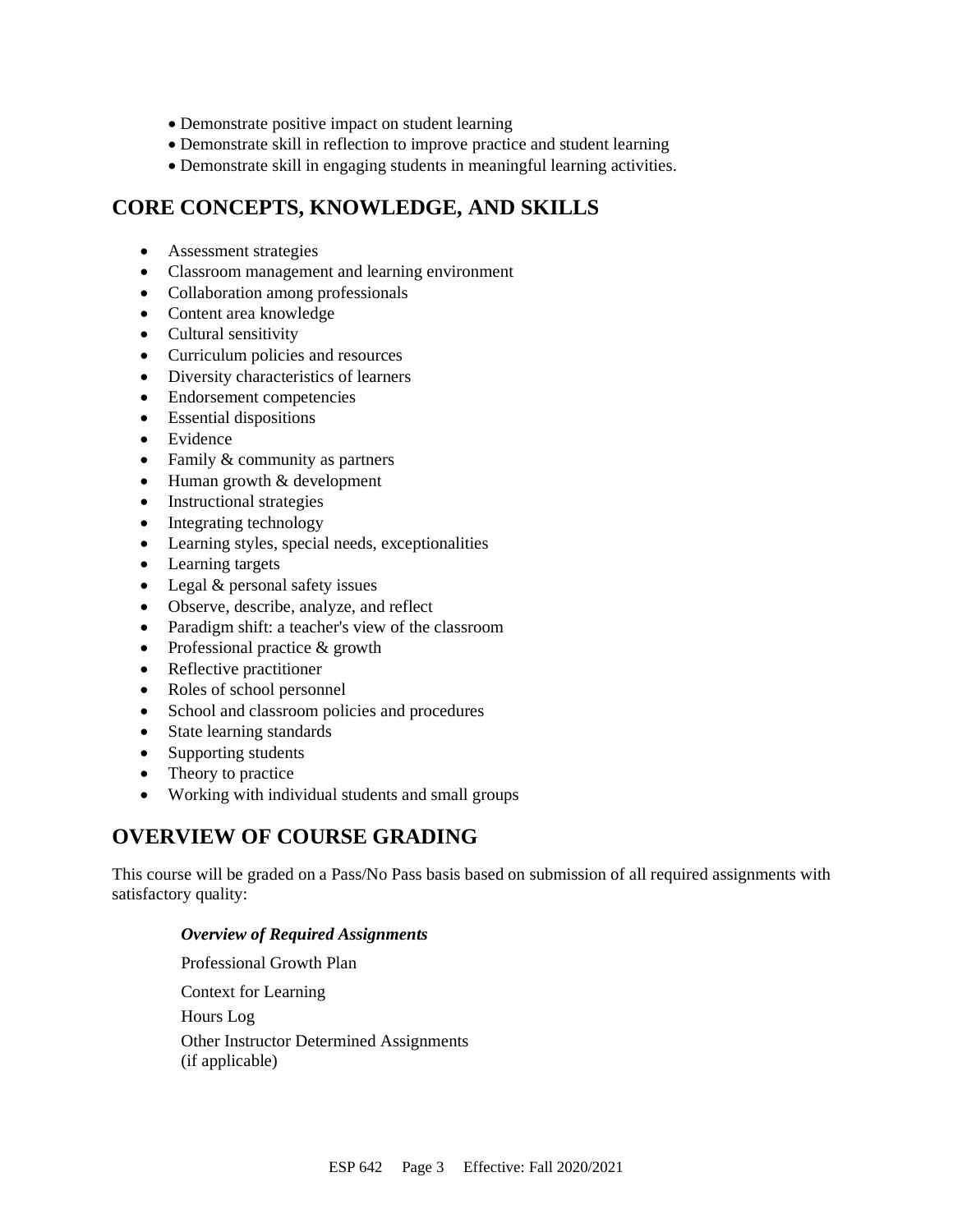- Demonstrate positive impact on student learning
- Demonstrate skill in reflection to improve practice and student learning
- Demonstrate skill in engaging students in meaningful learning activities.

## CORE CONCEPTS, KNOWLEDGE, AND SKILLS

- Assessment strategies
- Classroom management and learning environment
- Collaboration among professionals
- Content area knowledge
- Cultural sensitivity
- Curriculum policies and resources
- Diversity characteristics of learners
- Endorsement competencies
- Essential dispositions
- Evidence
- Family & community as partners
- Human growth & development
- Instructional strategies
- Integrating technology
- Learning styles, special needs, exceptionalities
- Learning targets
- Legal & personal safety issues
- Observe, describe, analyze, and reflect
- Paradigm shift: a teacher's view of the classroom
- Professional practice & growth
- Reflective practitioner
- Roles of school personnel
- School and classroom policies and procedures
- State learning standards
- Supporting students
- Theory to practice
- Working with individual students and small groups

## OVERVIEW OF COURSE GRADING

This course will be graded on a Pass/No Pass basis based on submission of all required assignments with satisfactory quality:

***Overview of Required Assignments***

Professional Growth Plan

Context for Learning

Hours Log

Other Instructor Determined Assignments (if applicable)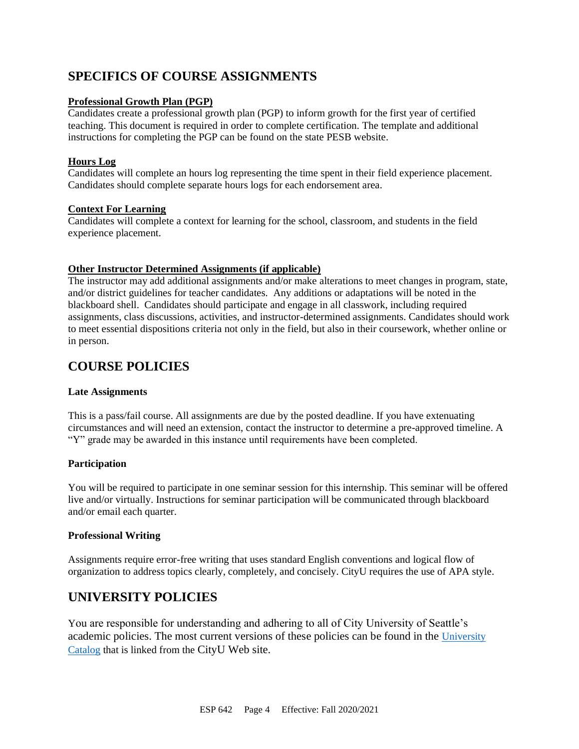## SPECIFICS OF COURSE ASSIGNMENTS

**Professional Growth Plan (PGP)**

Candidates create a professional growth plan (PGP) to inform growth for the first year of certified teaching. This document is required in order to complete certification. The template and additional instructions for completing the PGP can be found on the state PESB website.

**Hours Log**

Candidates will complete an hours log representing the time spent in their field experience placement. Candidates should complete separate hours logs for each endorsement area.

**Context For Learning**

Candidates will complete a context for learning for the school, classroom, and students in the field experience placement.

**Other Instructor Determined Assignments (if applicable)**

The instructor may add additional assignments and/or make alterations to meet changes in program, state, and/or district guidelines for teacher candidates. Any additions or adaptations will be noted in the blackboard shell. Candidates should participate and engage in all classwork, including required assignments, class discussions, activities, and instructor-determined assignments. Candidates should work to meet essential dispositions criteria not only in the field, but also in their coursework, whether online or in person.

## COURSE POLICIES

### Late Assignments

This is a pass/fail course. All assignments are due by the posted deadline. If you have extenuating circumstances and will need an extension, contact the instructor to determine a pre-approved timeline. A "Y" grade may be awarded in this instance until requirements have been completed.

### Participation

You will be required to participate in one seminar session for this internship. This seminar will be offered live and/or virtually. Instructions for seminar participation will be communicated through blackboard and/or email each quarter.

### Professional Writing

Assignments require error-free writing that uses standard English conventions and logical flow of organization to address topics clearly, completely, and concisely. CityU requires the use of APA style.

## UNIVERSITY POLICIES

You are responsible for understanding and adhering to all of City University of Seattle's academic policies. The most current versions of these policies can be found in the University Catalog that is linked from the CityU Web site.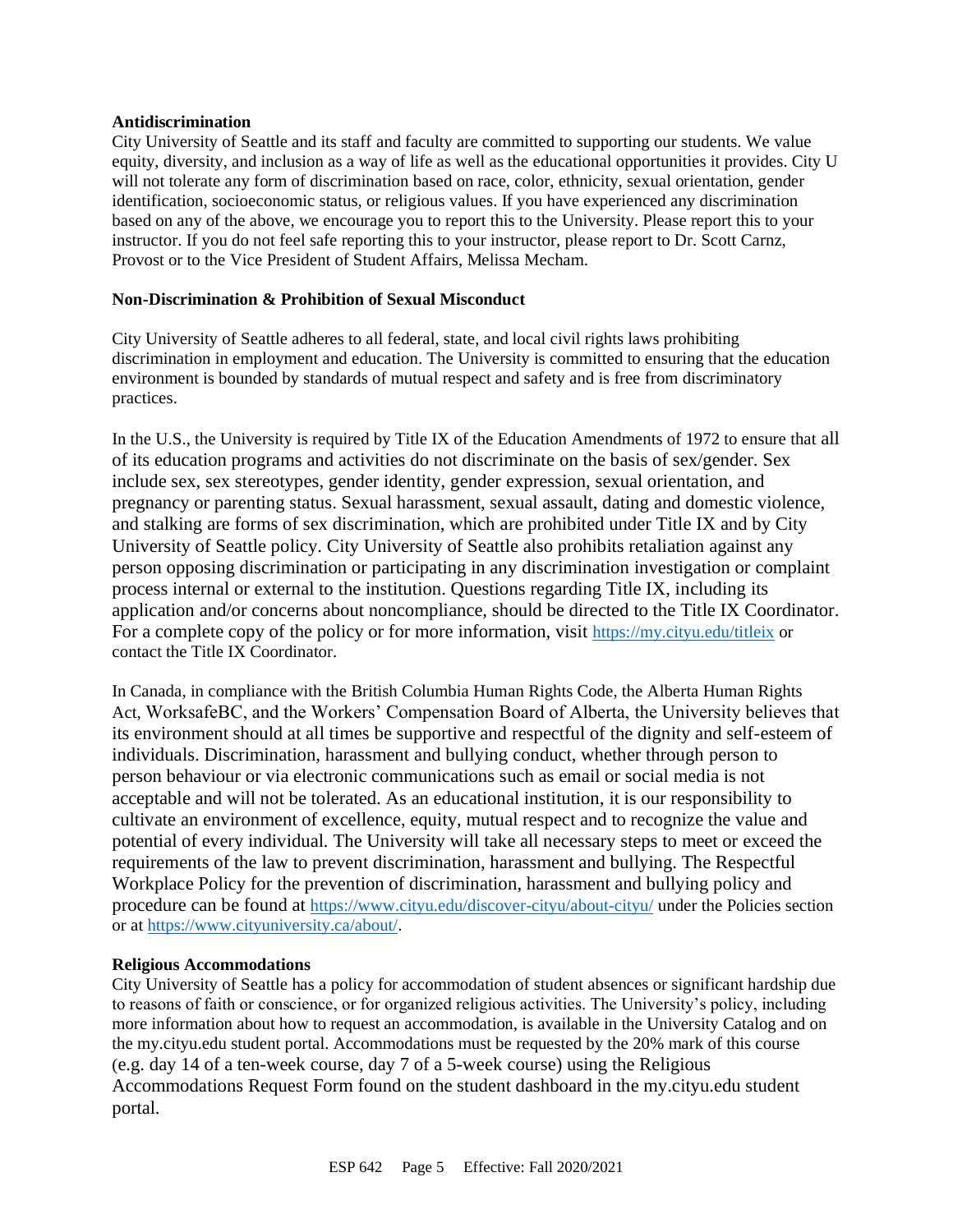**Antidiscrimination**

City University of Seattle and its staff and faculty are committed to supporting our students. We value equity, diversity, and inclusion as a way of life as well as the educational opportunities it provides. City U will not tolerate any form of discrimination based on race, color, ethnicity, sexual orientation, gender identification, socioeconomic status, or religious values. If you have experienced any discrimination based on any of the above, we encourage you to report this to the University. Please report this to your instructor. If you do not feel safe reporting this to your instructor, please report to Dr. Scott Carnz, Provost or to the Vice President of Student Affairs, Melissa Mecham.

**Non-Discrimination & Prohibition of Sexual Misconduct**

City University of Seattle adheres to all federal, state, and local civil rights laws prohibiting discrimination in employment and education. The University is committed to ensuring that the education environment is bounded by standards of mutual respect and safety and is free from discriminatory practices.

In the U.S., the University is required by Title IX of the Education Amendments of 1972 to ensure that all of its education programs and activities do not discriminate on the basis of sex/gender. Sex include sex, sex stereotypes, gender identity, gender expression, sexual orientation, and pregnancy or parenting status. Sexual harassment, sexual assault, dating and domestic violence, and stalking are forms of sex discrimination, which are prohibited under Title IX and by City University of Seattle policy. City University of Seattle also prohibits retaliation against any person opposing discrimination or participating in any discrimination investigation or complaint process internal or external to the institution. Questions regarding Title IX, including its application and/or concerns about noncompliance, should be directed to the Title IX Coordinator. For a complete copy of the policy or for more information, visit https://my.cityu.edu/titleix or contact the Title IX Coordinator.

In Canada, in compliance with the British Columbia Human Rights Code, the Alberta Human Rights Act, WorksafeBC, and the Workers' Compensation Board of Alberta, the University believes that its environment should at all times be supportive and respectful of the dignity and self-esteem of individuals. Discrimination, harassment and bullying conduct, whether through person to person behaviour or via electronic communications such as email or social media is not acceptable and will not be tolerated. As an educational institution, it is our responsibility to cultivate an environment of excellence, equity, mutual respect and to recognize the value and potential of every individual. The University will take all necessary steps to meet or exceed the requirements of the law to prevent discrimination, harassment and bullying. The Respectful Workplace Policy for the prevention of discrimination, harassment and bullying policy and procedure can be found at https://www.cityu.edu/discover-cityu/about-cityu/ under the Policies section or at https://www.cityuniversity.ca/about/.

**Religious Accommodations**

City University of Seattle has a policy for accommodation of student absences or significant hardship due to reasons of faith or conscience, or for organized religious activities. The University's policy, including more information about how to request an accommodation, is available in the University Catalog and on the my.cityu.edu student portal. Accommodations must be requested by the 20% mark of this course (e.g. day 14 of a ten-week course, day 7 of a 5-week course) using the Religious Accommodations Request Form found on the student dashboard in the my.cityu.edu student portal.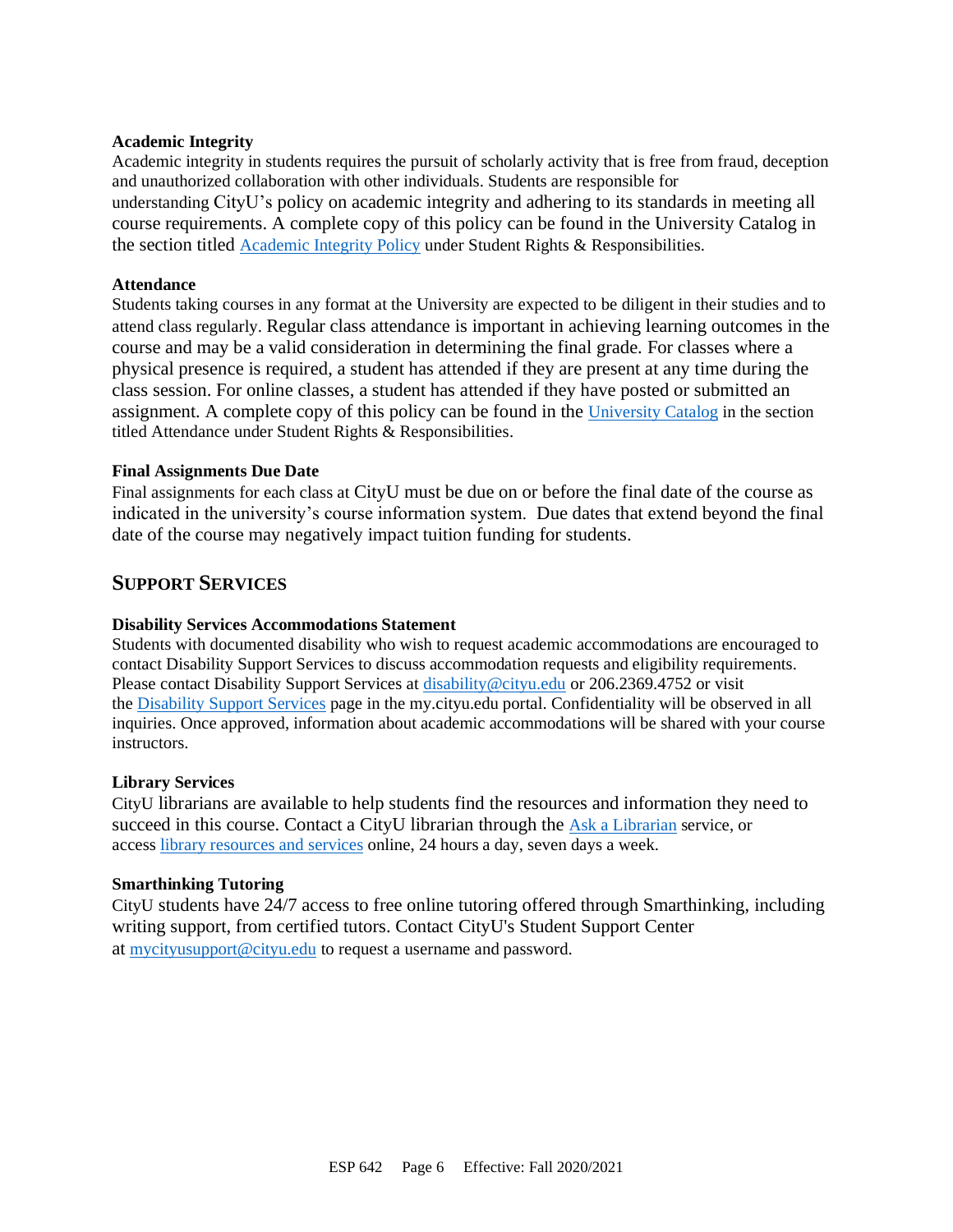**Academic Integrity**

Academic integrity in students requires the pursuit of scholarly activity that is free from fraud, deception and unauthorized collaboration with other individuals. Students are responsible for understanding CityU's policy on academic integrity and adhering to its standards in meeting all course requirements. A complete copy of this policy can be found in the University Catalog in the section titled Academic Integrity Policy under Student Rights & Responsibilities.

**Attendance**

Students taking courses in any format at the University are expected to be diligent in their studies and to attend class regularly. Regular class attendance is important in achieving learning outcomes in the course and may be a valid consideration in determining the final grade. For classes where a physical presence is required, a student has attended if they are present at any time during the class session. For online classes, a student has attended if they have posted or submitted an assignment. A complete copy of this policy can be found in the University Catalog in the section titled Attendance under Student Rights & Responsibilities.

**Final Assignments Due Date**

Final assignments for each class at CityU must be due on or before the final date of the course as indicated in the university's course information system. Due dates that extend beyond the final date of the course may negatively impact tuition funding for students.

## SUPPORT SERVICES

**Disability Services Accommodations Statement**

Students with documented disability who wish to request academic accommodations are encouraged to contact Disability Support Services to discuss accommodation requests and eligibility requirements. Please contact Disability Support Services at disability@cityu.edu or 206.2369.4752 or visit the Disability Support Services page in the my.cityu.edu portal. Confidentiality will be observed in all inquiries. Once approved, information about academic accommodations will be shared with your course instructors.

**Library Services**

CityU librarians are available to help students find the resources and information they need to succeed in this course. Contact a CityU librarian through the Ask a Librarian service, or access library resources and services online, 24 hours a day, seven days a week.

**Smarthinking Tutoring**

CityU students have 24/7 access to free online tutoring offered through Smarthinking, including writing support, from certified tutors. Contact CityU's Student Support Center at mycityusupport@cityu.edu to request a username and password.